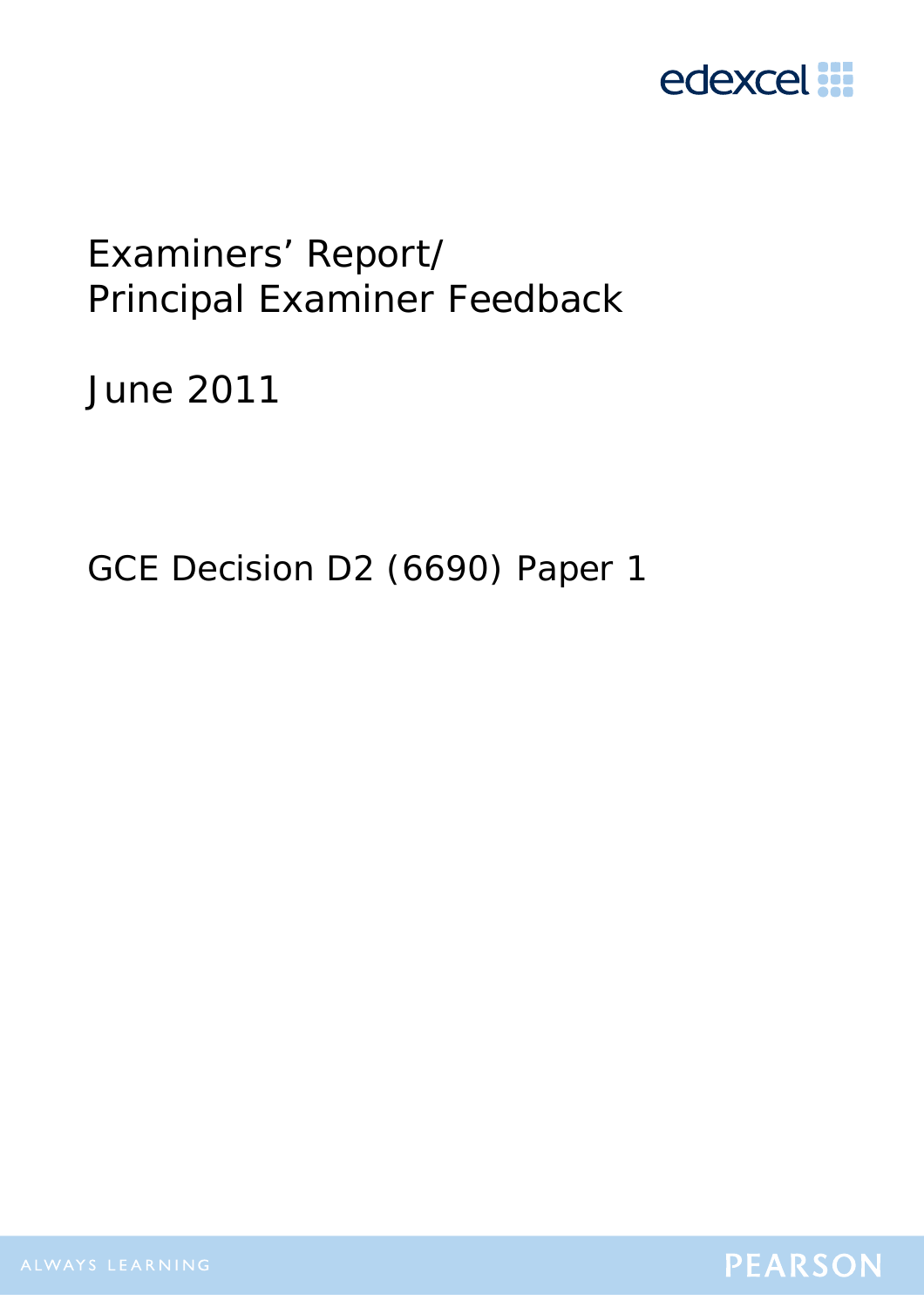edexcel

# Examiners' Report/ Principal Examiner Feedback

June 2011

GCE Decision D2 (6690) Paper 1

ALWAYS LEARNING

PEARSON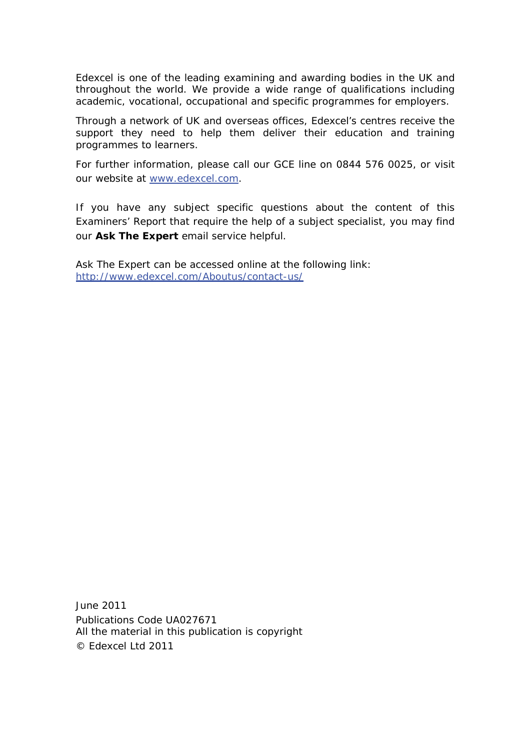Edexcel is one of the leading examining and awarding bodies in the UK and throughout the world. We provide a wide range of qualifications including academic, vocational, occupational and specific programmes for employers.

Through a network of UK and overseas offices, Edexcel's centres receive the support they need to help them deliver their education and training programmes to learners.

For further information, please call our GCE line on 0844 576 0025, or visit our website at www.edexcel.com.

If you have any subject specific questions about the content of this Examiners' Report that require the help of a subject specialist, you may find our **Ask The Expert** email service helpful.

Ask The Expert can be accessed online at the following link:
http://www.edexcel.com/Aboutus/contact-us/

June 2011
Publications Code UA027671
All the material in this publication is copyright
© Edexcel Ltd 2011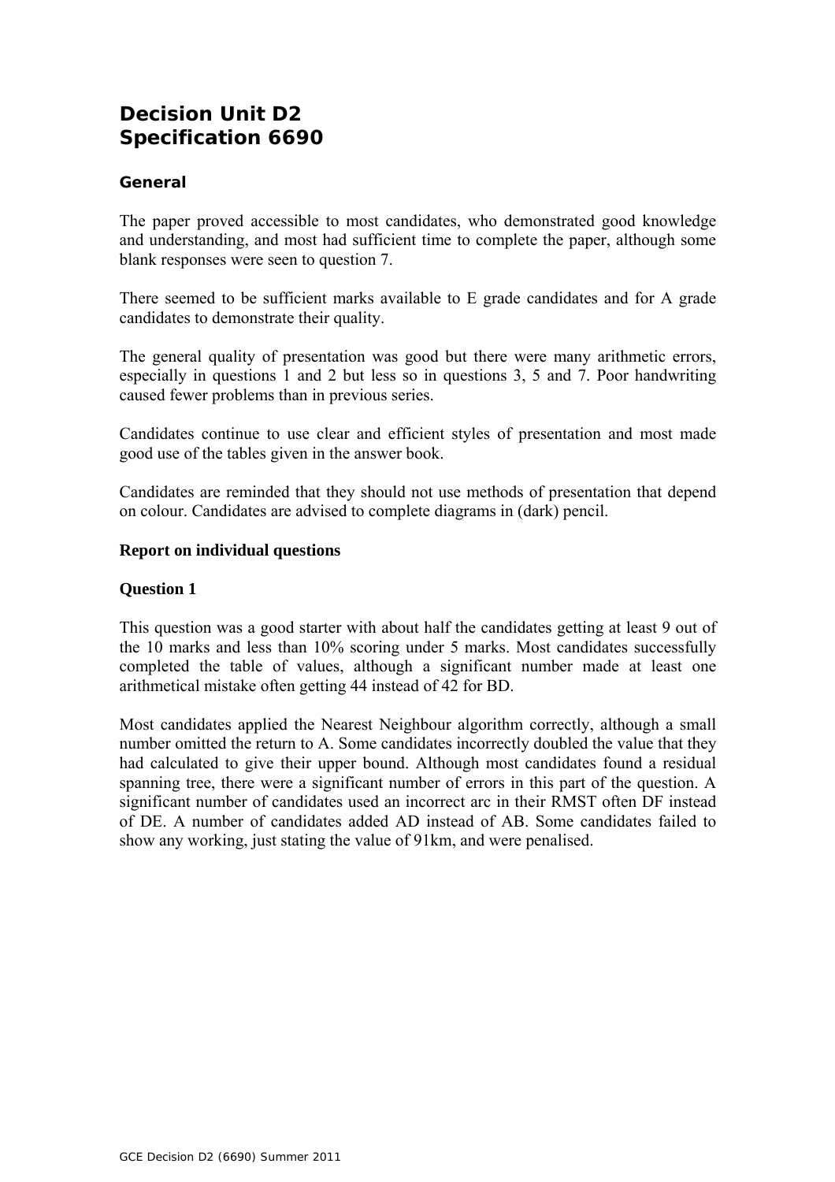# Decision Unit D2
# Specification 6690

### General

The paper proved accessible to most candidates, who demonstrated good knowledge and understanding, and most had sufficient time to complete the paper, although some blank responses were seen to question 7.

There seemed to be sufficient marks available to E grade candidates and for A grade candidates to demonstrate their quality.

The general quality of presentation was good but there were many arithmetic errors, especially in questions 1 and 2 but less so in questions 3, 5 and 7. Poor handwriting caused fewer problems than in previous series.

Candidates continue to use clear and efficient styles of presentation and most made good use of the tables given in the answer book.

Candidates are reminded that they should not use methods of presentation that depend on colour. Candidates are advised to complete diagrams in (dark) pencil.

**Report on individual questions**

**Question 1**

This question was a good starter with about half the candidates getting at least 9 out of the 10 marks and less than 10% scoring under 5 marks. Most candidates successfully completed the table of values, although a significant number made at least one arithmetical mistake often getting 44 instead of 42 for BD.

Most candidates applied the Nearest Neighbour algorithm correctly, although a small number omitted the return to A. Some candidates incorrectly doubled the value that they had calculated to give their upper bound. Although most candidates found a residual spanning tree, there were a significant number of errors in this part of the question. A significant number of candidates used an incorrect arc in their RMST often DF instead of DE. A number of candidates added AD instead of AB. Some candidates failed to show any working, just stating the value of 91km, and were penalised.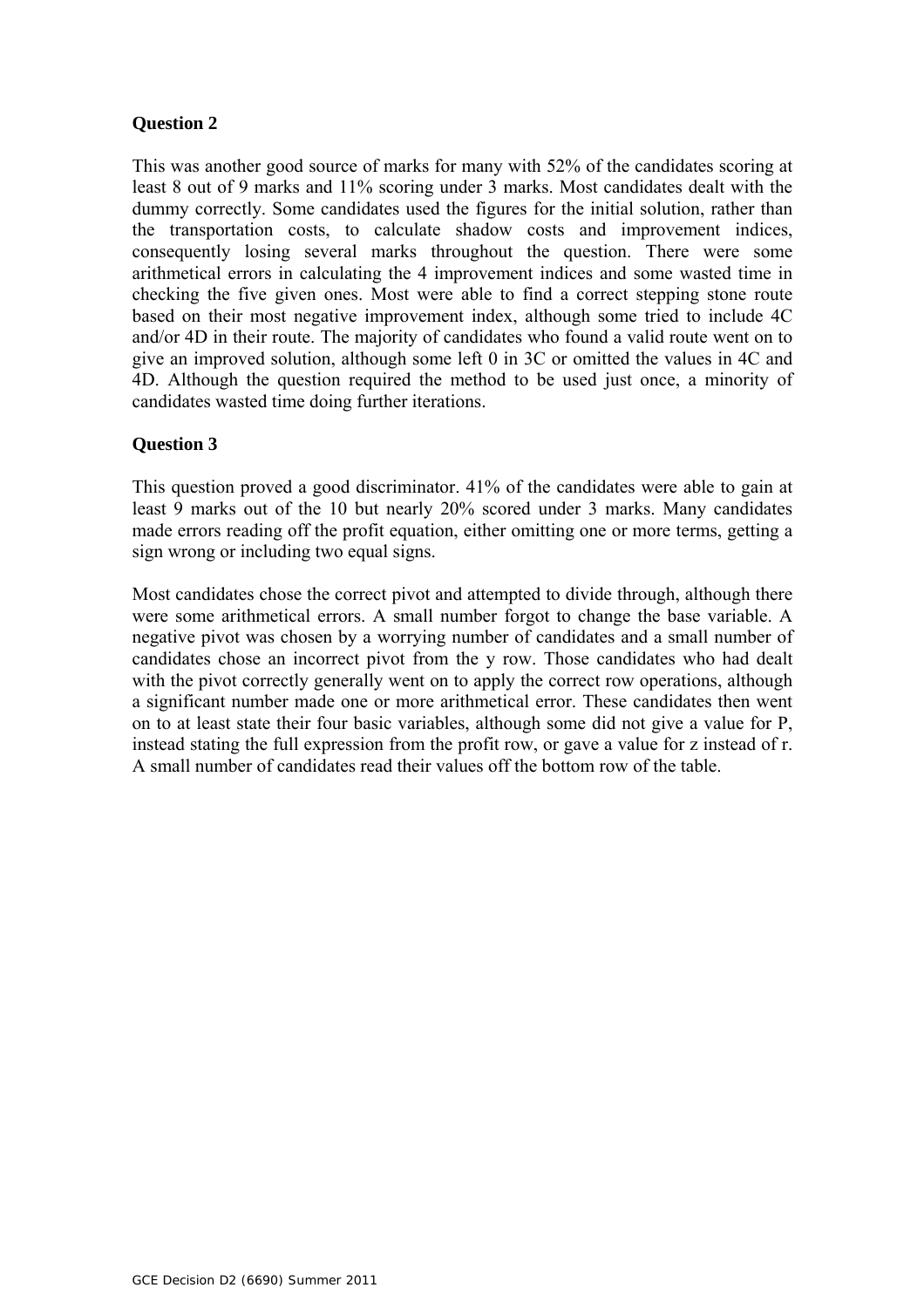## Question 2

This was another good source of marks for many with 52% of the candidates scoring at least 8 out of 9 marks and 11% scoring under 3 marks. Most candidates dealt with the dummy correctly. Some candidates used the figures for the initial solution, rather than the transportation costs, to calculate shadow costs and improvement indices, consequently losing several marks throughout the question. There were some arithmetical errors in calculating the 4 improvement indices and some wasted time in checking the five given ones. Most were able to find a correct stepping stone route based on their most negative improvement index, although some tried to include 4C and/or 4D in their route. The majority of candidates who found a valid route went on to give an improved solution, although some left 0 in 3C or omitted the values in 4C and 4D. Although the question required the method to be used just once, a minority of candidates wasted time doing further iterations.

## Question 3

This question proved a good discriminator. 41% of the candidates were able to gain at least 9 marks out of the 10 but nearly 20% scored under 3 marks. Many candidates made errors reading off the profit equation, either omitting one or more terms, getting a sign wrong or including two equal signs.

Most candidates chose the correct pivot and attempted to divide through, although there were some arithmetical errors. A small number forgot to change the base variable. A negative pivot was chosen by a worrying number of candidates and a small number of candidates chose an incorrect pivot from the y row. Those candidates who had dealt with the pivot correctly generally went on to apply the correct row operations, although a significant number made one or more arithmetical error. These candidates then went on to at least state their four basic variables, although some did not give a value for P, instead stating the full expression from the profit row, or gave a value for z instead of r. A small number of candidates read their values off the bottom row of the table.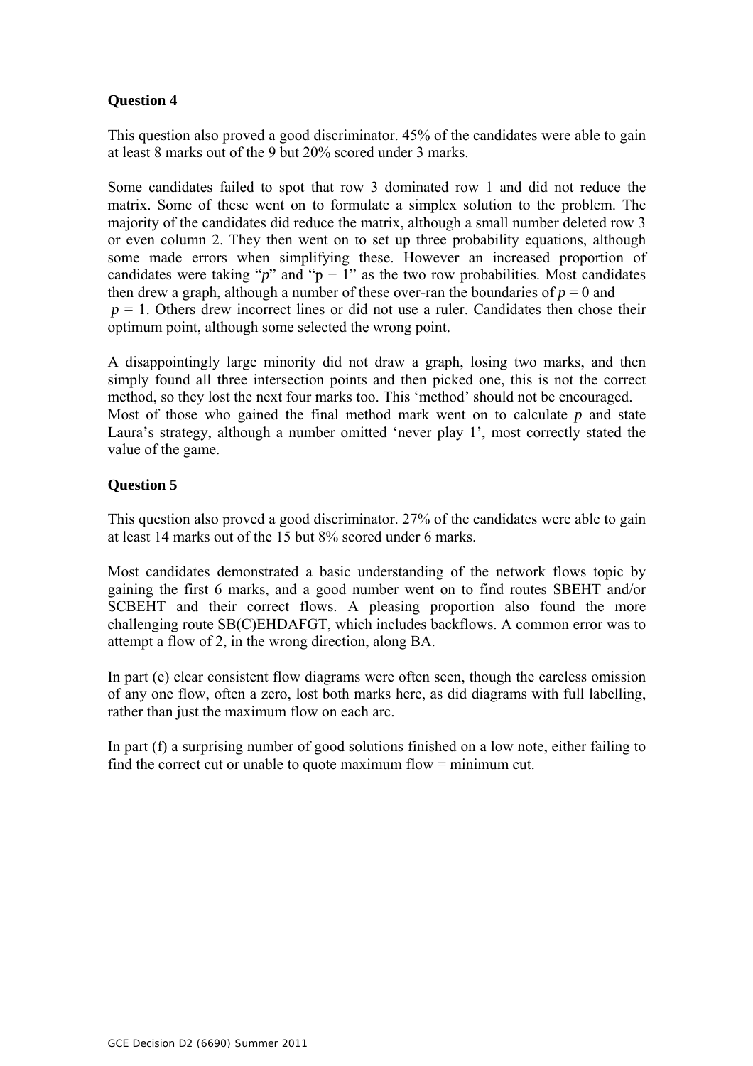**Question 4**

This question also proved a good discriminator. 45% of the candidates were able to gain at least 8 marks out of the 9 but 20% scored under 3 marks.

Some candidates failed to spot that row 3 dominated row 1 and did not reduce the matrix. Some of these went on to formulate a simplex solution to the problem. The majority of the candidates did reduce the matrix, although a small number deleted row 3 or even column 2. They then went on to set up three probability equations, although some made errors when simplifying these. However an increased proportion of candidates were taking "$p$" and "$p - 1$" as the two row probabilities. Most candidates then drew a graph, although a number of these over-ran the boundaries of $p = 0$ and $p = 1$. Others drew incorrect lines or did not use a ruler. Candidates then chose their optimum point, although some selected the wrong point.

A disappointingly large minority did not draw a graph, losing two marks, and then simply found all three intersection points and then picked one, this is not the correct method, so they lost the next four marks too. This 'method' should not be encouraged. Most of those who gained the final method mark went on to calculate $p$ and state Laura's strategy, although a number omitted 'never play 1', most correctly stated the value of the game.

**Question 5**

This question also proved a good discriminator. 27% of the candidates were able to gain at least 14 marks out of the 15 but 8% scored under 6 marks.

Most candidates demonstrated a basic understanding of the network flows topic by gaining the first 6 marks, and a good number went on to find routes SBEHT and/or SCBEHT and their correct flows. A pleasing proportion also found the more challenging route SB(C)EHDAFGT, which includes backflows. A common error was to attempt a flow of 2, in the wrong direction, along BA.

In part (e) clear consistent flow diagrams were often seen, though the careless omission of any one flow, often a zero, lost both marks here, as did diagrams with full labelling, rather than just the maximum flow on each arc.

In part (f) a surprising number of good solutions finished on a low note, either failing to find the correct cut or unable to quote maximum flow = minimum cut.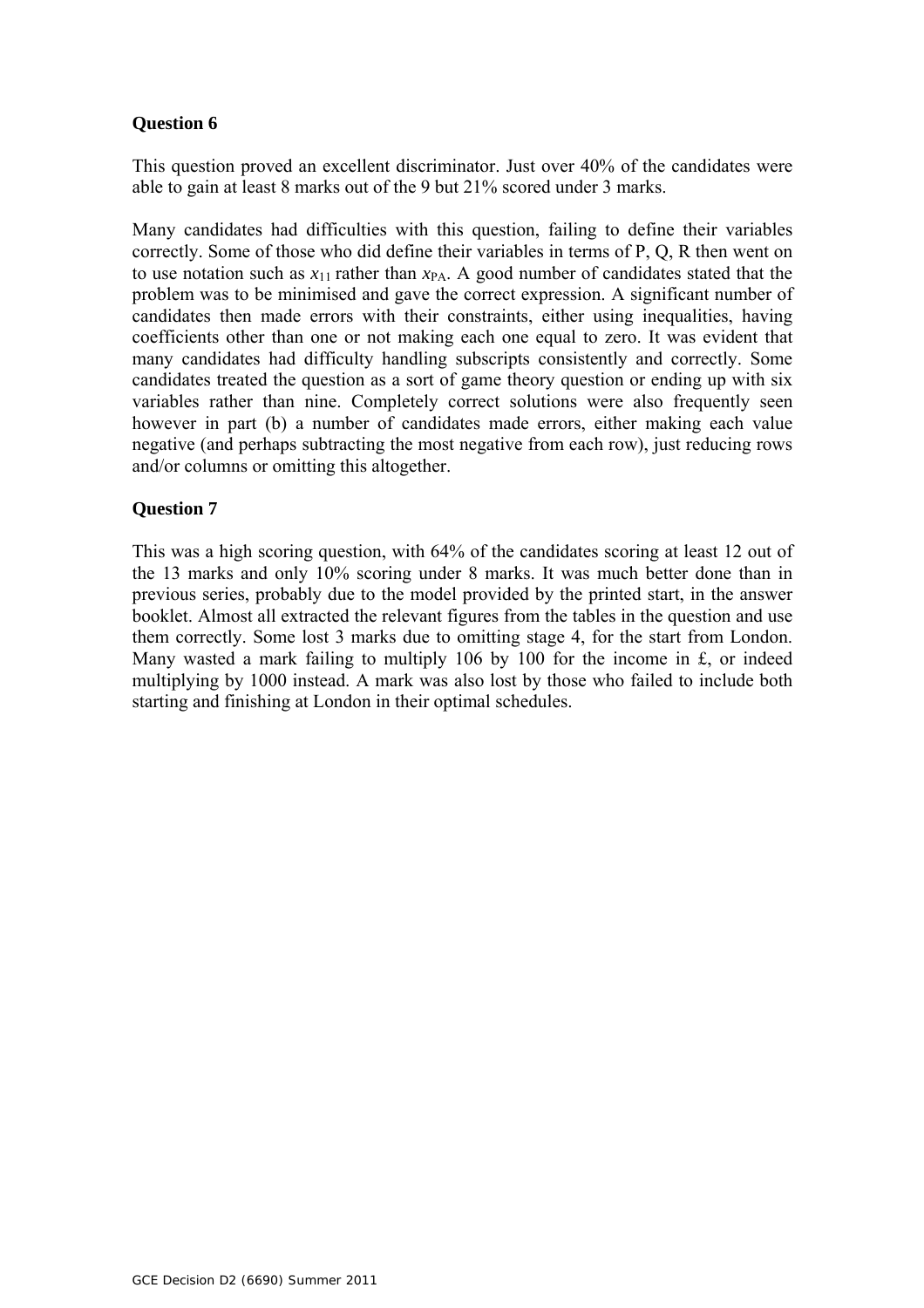## Question 6

This question proved an excellent discriminator. Just over 40% of the candidates were able to gain at least 8 marks out of the 9 but 21% scored under 3 marks.

Many candidates had difficulties with this question, failing to define their variables correctly. Some of those who did define their variables in terms of P, Q, R then went on to use notation such as $x_{11}$ rather than $x_{PA}$. A good number of candidates stated that the problem was to be minimised and gave the correct expression. A significant number of candidates then made errors with their constraints, either using inequalities, having coefficients other than one or not making each one equal to zero. It was evident that many candidates had difficulty handling subscripts consistently and correctly. Some candidates treated the question as a sort of game theory question or ending up with six variables rather than nine. Completely correct solutions were also frequently seen however in part (b) a number of candidates made errors, either making each value negative (and perhaps subtracting the most negative from each row), just reducing rows and/or columns or omitting this altogether.

## Question 7

This was a high scoring question, with 64% of the candidates scoring at least 12 out of the 13 marks and only 10% scoring under 8 marks. It was much better done than in previous series, probably due to the model provided by the printed start, in the answer booklet. Almost all extracted the relevant figures from the tables in the question and use them correctly. Some lost 3 marks due to omitting stage 4, for the start from London. Many wasted a mark failing to multiply 106 by 100 for the income in £, or indeed multiplying by 1000 instead. A mark was also lost by those who failed to include both starting and finishing at London in their optimal schedules.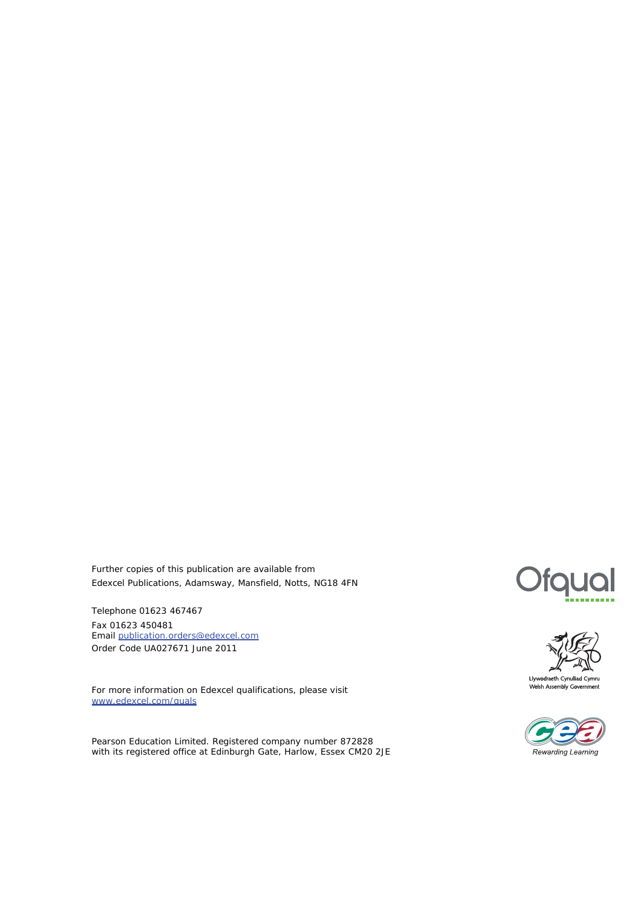Further copies of this publication are available from
Edexcel Publications, Adamsway, Mansfield, Notts, NG18 4FN

Telephone 01623 467467
Fax 01623 450481
Email publication.orders@edexcel.com
Order Code UA027671 June 2011

For more information on Edexcel qualifications, please visit
www.edexcel.com/quals

Pearson Education Limited. Registered company number 872828
with its registered office at Edinburgh Gate, Harlow, Essex CM20 2JE

Ofqual

Llywodraeth Cynulliad Cymru
Welsh Assembly Government

Rewarding Learning